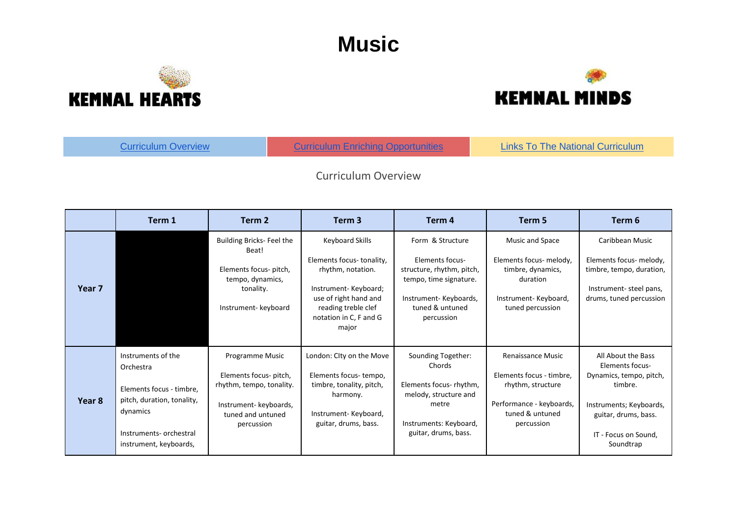# Music

KEMNAL HEARTS

KEMNAL MINDS

| Curriculum Overview | Curriculum Enriching Opportunities | Links To The National Curriculum |
|---|---|---|

## Curriculum Overview

| | Term 1 | Term 2 | Term 3 | Term 4 | Term 5 | Term 6 |
|---|---|---|---|---|---|---|
| **Year 7** | | Building Bricks- Feel the Beat!<br><br>Elements focus- pitch, tempo, dynamics, tonality.<br><br>Instrument- keyboard | Keyboard Skills<br><br>Elements focus- tonality, rhythm, notation.<br><br>Instrument- Keyboard; use of right hand and reading treble clef notation in C, F and G major | Form & Structure<br><br>Elements focus- structure, rhythm, pitch, tempo, time signature.<br><br>Instrument- Keyboards, tuned & untuned percussion | Music and Space<br><br>Elements focus- melody, timbre, dynamics, duration<br><br>Instrument- Keyboard, tuned percussion | Caribbean Music<br><br>Elements focus- melody, timbre, tempo, duration,<br><br>Instrument- steel pans, drums, tuned percussion |
| **Year 8** | Instruments of the Orchestra<br><br>Elements focus - timbre, pitch, duration, tonality, dynamics<br><br>Instruments- orchestral instrument, keyboards, | Programme Music<br><br>Elements focus- pitch, rhythm, tempo, tonality.<br><br>Instrument- keyboards, tuned and untuned percussion | London: CIty on the Move<br><br>Elements focus- tempo, timbre, tonality, pitch, harmony.<br><br>Instrument- Keyboard, guitar, drums, bass. | Sounding Together: Chords<br><br>Elements focus- rhythm, melody, structure and metre<br><br>Instruments: Keyboard, guitar, drums, bass. | Renaissance Music<br><br>Elements focus - timbre, rhythm, structure<br><br>Performance - keyboards, tuned & untuned percussion | All About the Bass<br>Elements focus- Dynamics, tempo, pitch, timbre.<br><br>Instruments; Keyboards, guitar, drums, bass.<br><br>IT - Focus on Sound, Soundtrap |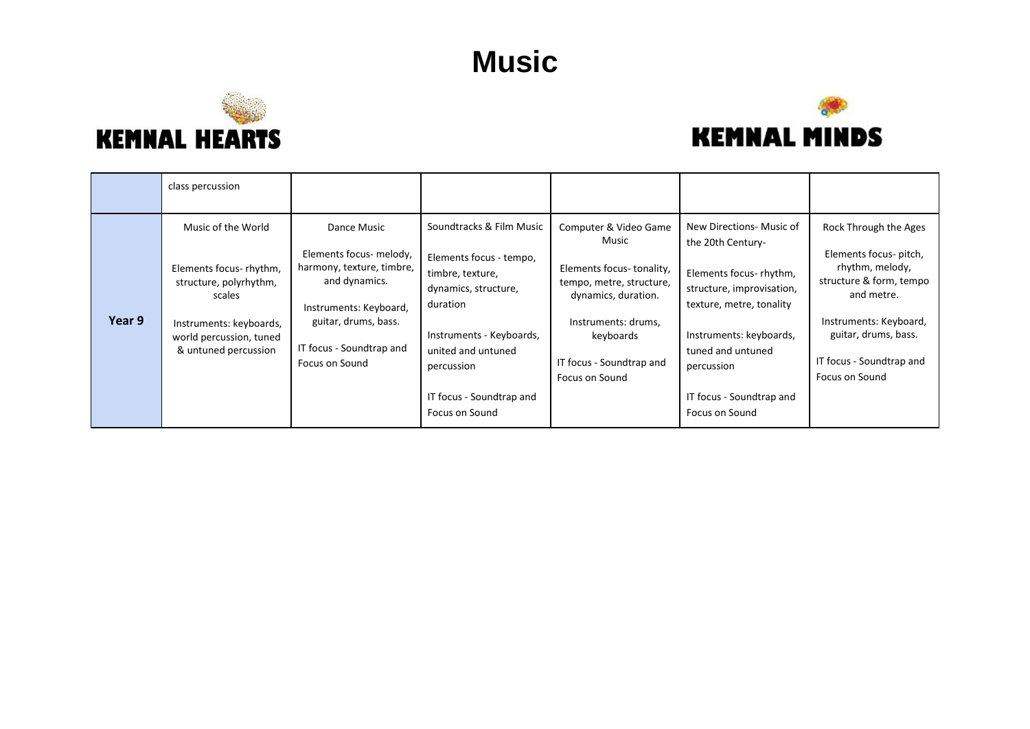# Music

KEMNAL HEARTS

KEMNAL MINDS

| | | | | | | |
|---|---|---|---|---|---|---|
| | class percussion | | | | | |
| **Year 9** | Music of the World<br><br>Elements focus- rhythm, structure, polyrhythm, scales<br><br>Instruments: keyboards, world percussion, tuned & untuned percussion | Dance Music<br><br>Elements focus- melody, harmony, texture, timbre, and dynamics.<br><br>Instruments: Keyboard, guitar, drums, bass.<br><br>IT focus - Soundtrap and Focus on Sound | Soundtracks & Film Music<br><br>Elements focus - tempo, timbre, texture, dynamics, structure, duration<br><br>Instruments - Keyboards, united and untuned percussion<br><br>IT focus - Soundtrap and Focus on Sound | Computer & Video Game Music<br><br>Elements focus- tonality, tempo, metre, structure, dynamics, duration.<br><br>Instruments: drums, keyboards<br><br>IT focus - Soundtrap and Focus on Sound | New Directions- Music of the 20th Century-<br><br>Elements focus- rhythm, structure, improvisation, texture, metre, tonality<br><br>Instruments: keyboards, tuned and untuned percussion<br><br>IT focus - Soundtrap and Focus on Sound | Rock Through the Ages<br><br>Elements focus- pitch, rhythm, melody, structure & form, tempo and metre.<br><br>Instruments: Keyboard, guitar, drums, bass.<br><br>IT focus - Soundtrap and Focus on Sound |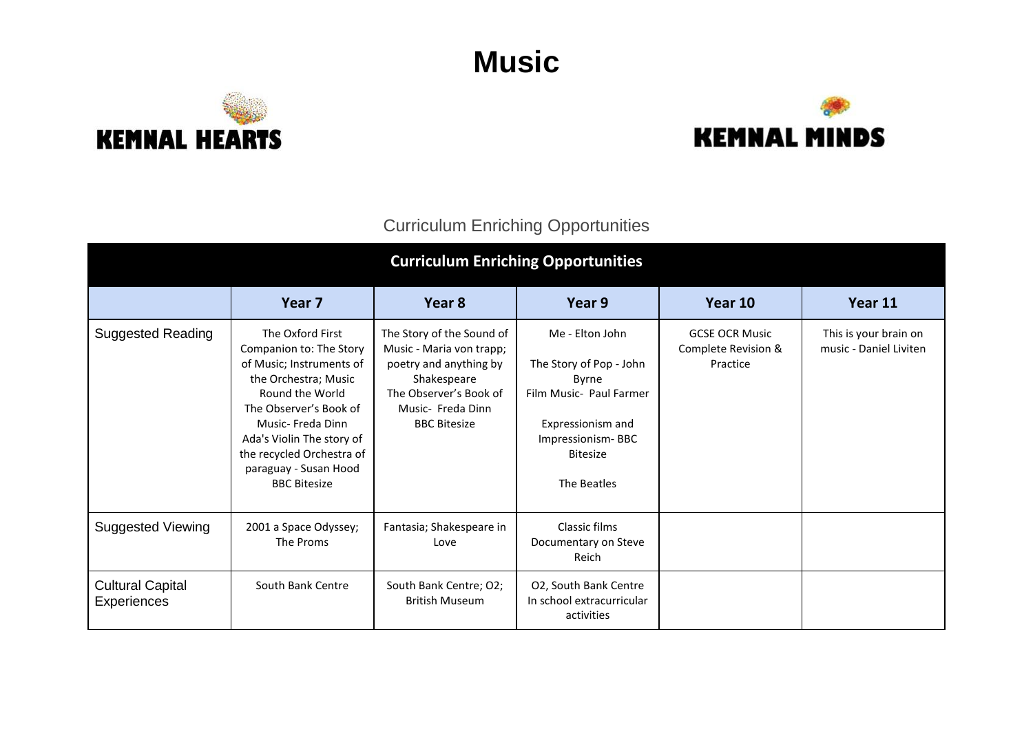# Music

KEMNAL HEARTS

KEMNAL MINDS

Curriculum Enriching Opportunities

| Curriculum Enriching Opportunities | | | | | |
|---|---|---|---|---|---|
| | **Year 7** | **Year 8** | **Year 9** | **Year 10** | **Year 11** |
| Suggested Reading | The Oxford First Companion to: The Story of Music; Instruments of the Orchestra; Music Round the World<br>The Observer's Book of Music- Freda Dinn<br>Ada's Violin The story of the recycled Orchestra of paraguay - Susan Hood<br>BBC Bitesize | The Story of the Sound of Music - Maria von trapp; poetry and anything by Shakespeare<br>The Observer's Book of Music- Freda Dinn<br>BBC Bitesize | Me - Elton John<br><br>The Story of Pop - John Byrne<br>Film Music- Paul Farmer<br><br>Expressionism and Impressionism- BBC Bitesize<br><br>The Beatles | GCSE OCR Music Complete Revision & Practice | This is your brain on music - Daniel Liviten |
| Suggested Viewing | 2001 a Space Odyssey; The Proms | Fantasia; Shakespeare in Love | Classic films<br>Documentary on Steve Reich | | |
| Cultural Capital Experiences | South Bank Centre | South Bank Centre; O2; British Museum | O2, South Bank Centre<br>In school extracurricular activities | | |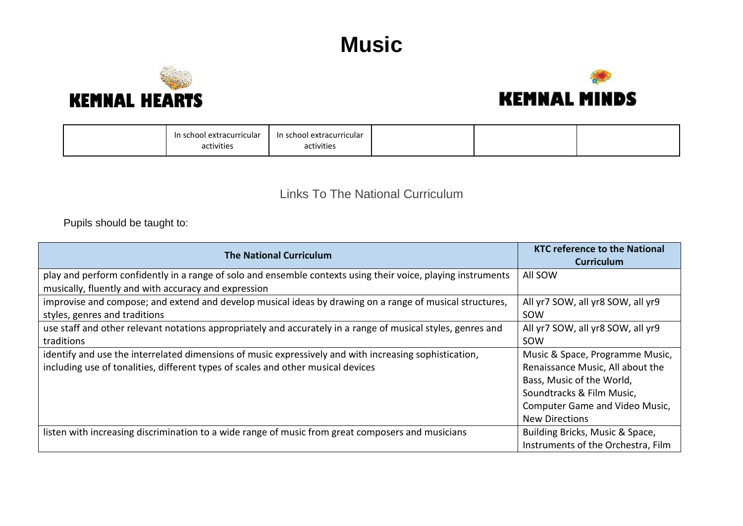# Music

KEMNAL HEARTS

KEMNAL MINDS

| | | | | | |
|---|---|---|---|---|---|
| | In school extracurricular activities | In school extracurricular activities | | | |

## Links To The National Curriculum

Pupils should be taught to:

| The National Curriculum | KTC reference to the National Curriculum |
|---|---|
| play and perform confidently in a range of solo and ensemble contexts using their voice, playing instruments musically, fluently and with accuracy and expression | All SOW |
| improvise and compose; and extend and develop musical ideas by drawing on a range of musical structures, styles, genres and traditions | All yr7 SOW, all yr8 SOW, all yr9 SOW |
| use staff and other relevant notations appropriately and accurately in a range of musical styles, genres and traditions | All yr7 SOW, all yr8 SOW, all yr9 SOW |
| identify and use the interrelated dimensions of music expressively and with increasing sophistication, including use of tonalities, different types of scales and other musical devices | Music & Space, Programme Music, Renaissance Music, All about the Bass, Music of the World, Soundtracks & Film Music, Computer Game and Video Music, New Directions |
| listen with increasing discrimination to a wide range of music from great composers and musicians | Building Bricks, Music & Space, Instruments of the Orchestra, Film |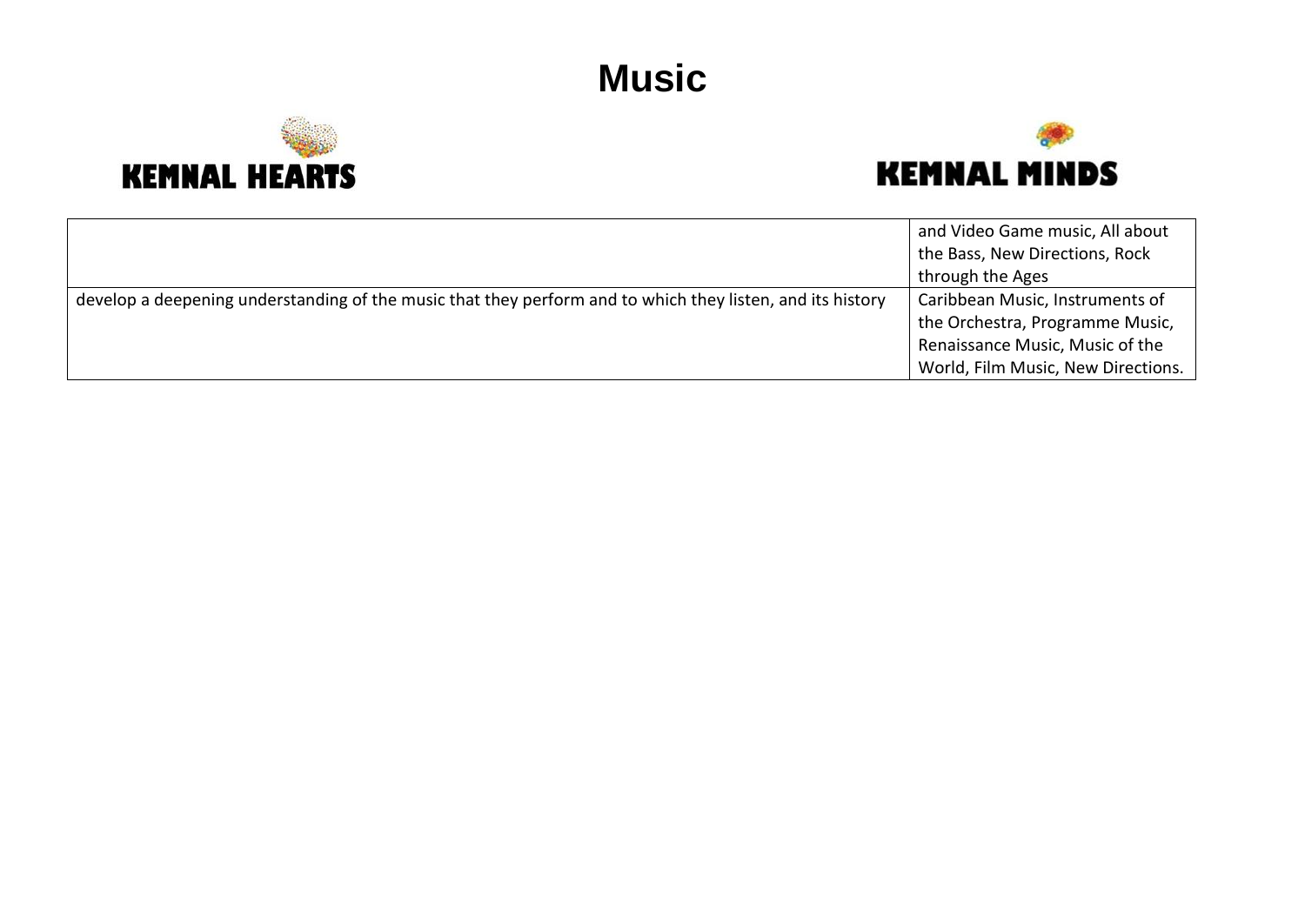# Music

KEMNAL HEARTS

KEMNAL MINDS

| | |
|---|---|
| | and Video Game music, All about the Bass, New Directions, Rock through the Ages |
| develop a deepening understanding of the music that they perform and to which they listen, and its history | Caribbean Music, Instruments of the Orchestra, Programme Music, Renaissance Music, Music of the World, Film Music, New Directions. |